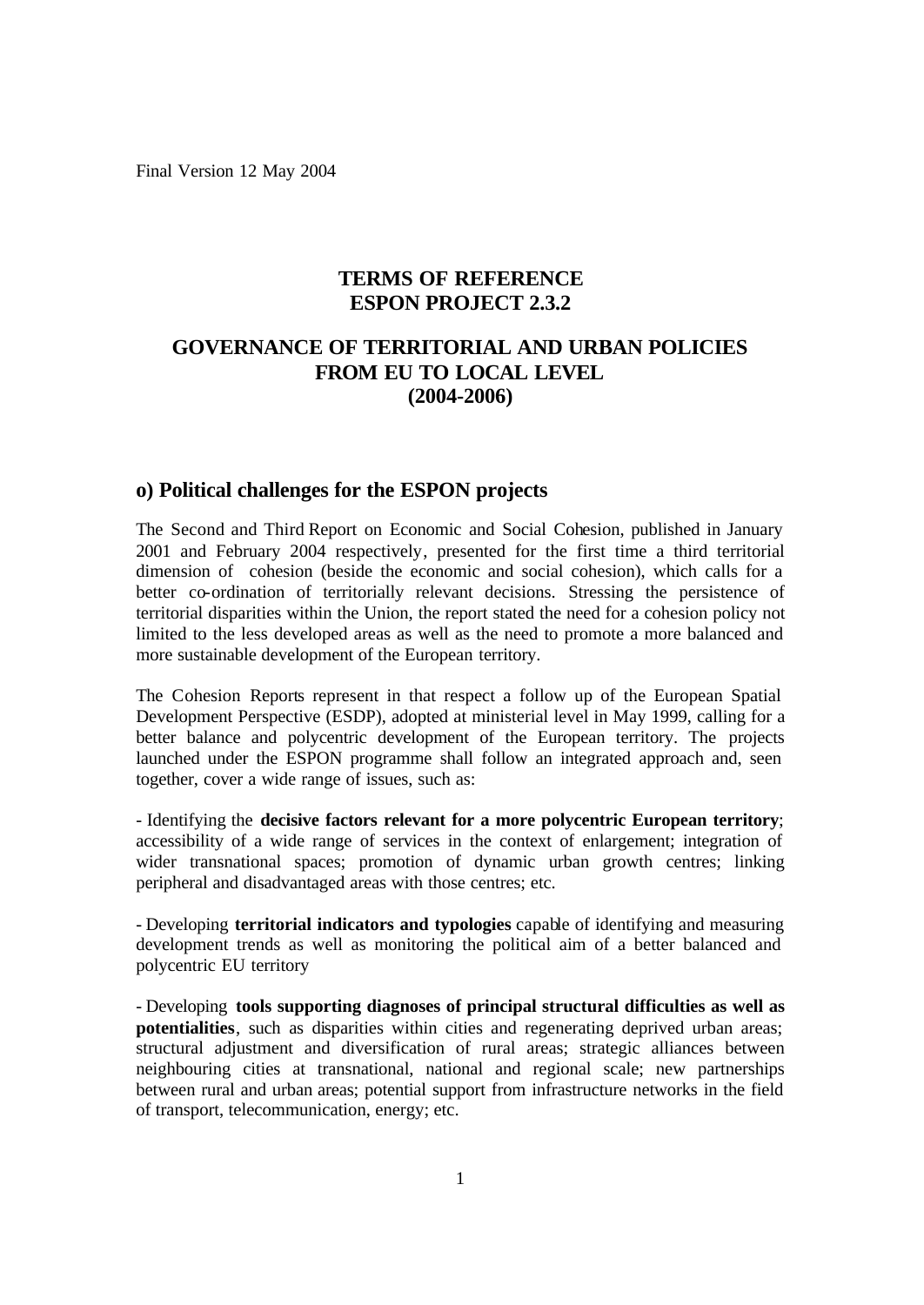Final Version 12 May 2004

# TERMS OF REFERENCE
# ESPON PROJECT 2.3.2

# GOVERNANCE OF TERRITORIAL AND URBAN POLICIES FROM EU TO LOCAL LEVEL
# (2004-2006)

## o) Political challenges for the ESPON projects

The Second and Third Report on Economic and Social Cohesion, published in January 2001 and February 2004 respectively, presented for the first time a third territorial dimension of cohesion (beside the economic and social cohesion), which calls for a better co-ordination of territorially relevant decisions. Stressing the persistence of territorial disparities within the Union, the report stated the need for a cohesion policy not limited to the less developed areas as well as the need to promote a more balanced and more sustainable development of the European territory.

The Cohesion Reports represent in that respect a follow up of the European Spatial Development Perspective (ESDP), adopted at ministerial level in May 1999, calling for a better balance and polycentric development of the European territory. The projects launched under the ESPON programme shall follow an integrated approach and, seen together, cover a wide range of issues, such as:

- Identifying the **decisive factors relevant for a more polycentric European territory**; accessibility of a wide range of services in the context of enlargement; integration of wider transnational spaces; promotion of dynamic urban growth centres; linking peripheral and disadvantaged areas with those centres; etc.

- Developing **territorial indicators and typologies** capable of identifying and measuring development trends as well as monitoring the political aim of a better balanced and polycentric EU territory

- Developing **tools supporting diagnoses of principal structural difficulties as well as potentialities**, such as disparities within cities and regenerating deprived urban areas; structural adjustment and diversification of rural areas; strategic alliances between neighbouring cities at transnational, national and regional scale; new partnerships between rural and urban areas; potential support from infrastructure networks in the field of transport, telecommunication, energy; etc.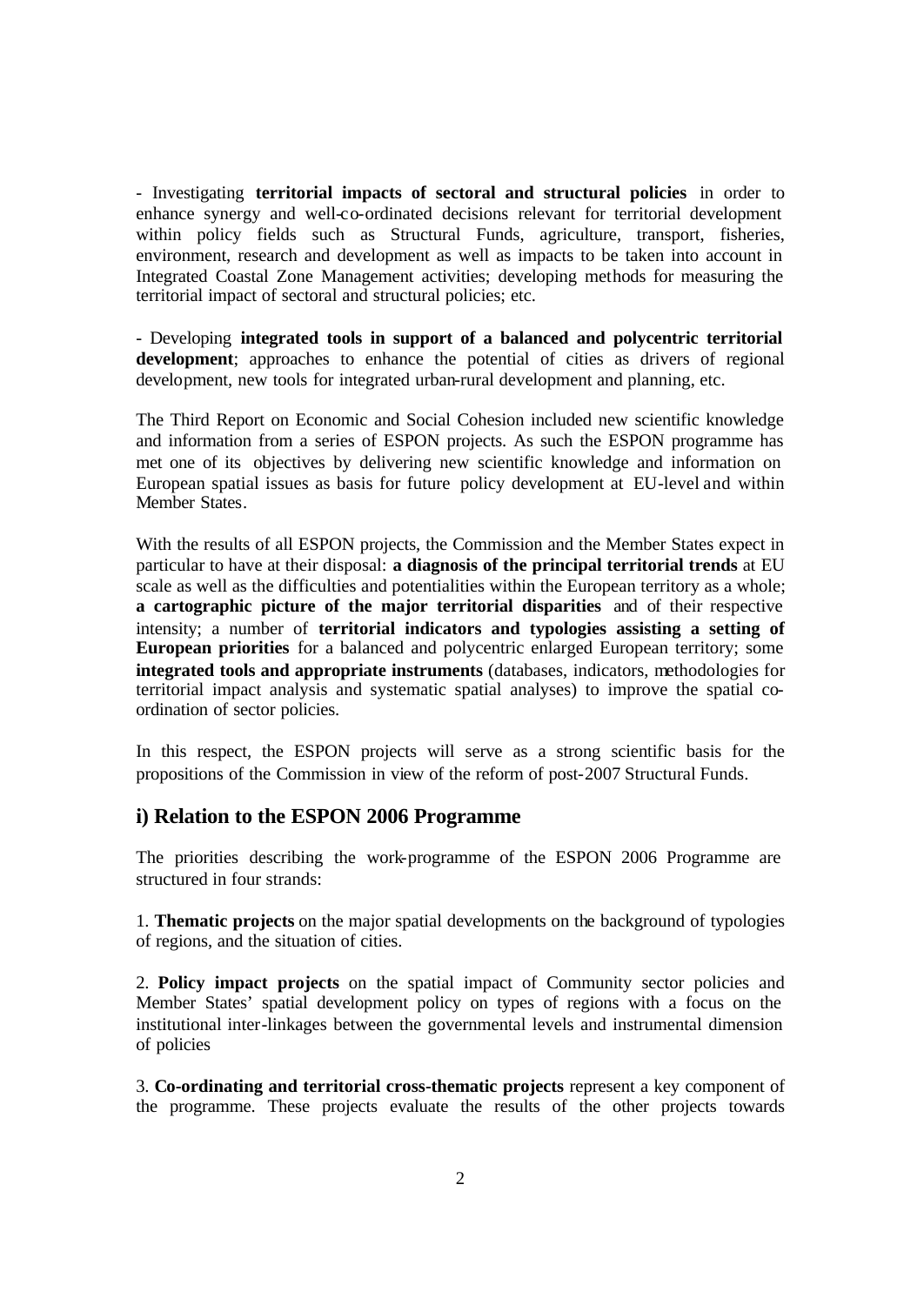- Investigating **territorial impacts of sectoral and structural policies** in order to enhance synergy and well-co-ordinated decisions relevant for territorial development within policy fields such as Structural Funds, agriculture, transport, fisheries, environment, research and development as well as impacts to be taken into account in Integrated Coastal Zone Management activities; developing methods for measuring the territorial impact of sectoral and structural policies; etc.

- Developing **integrated tools in support of a balanced and polycentric territorial development**; approaches to enhance the potential of cities as drivers of regional development, new tools for integrated urban-rural development and planning, etc.

The Third Report on Economic and Social Cohesion included new scientific knowledge and information from a series of ESPON projects. As such the ESPON programme has met one of its objectives by delivering new scientific knowledge and information on European spatial issues as basis for future policy development at EU-level and within Member States.

With the results of all ESPON projects, the Commission and the Member States expect in particular to have at their disposal: **a diagnosis of the principal territorial trends** at EU scale as well as the difficulties and potentialities within the European territory as a whole; **a cartographic picture of the major territorial disparities** and of their respective intensity; a number of **territorial indicators and typologies assisting a setting of European priorities** for a balanced and polycentric enlarged European territory; some **integrated tools and appropriate instruments** (databases, indicators, methodologies for territorial impact analysis and systematic spatial analyses) to improve the spatial co-ordination of sector policies.

In this respect, the ESPON projects will serve as a strong scientific basis for the propositions of the Commission in view of the reform of post-2007 Structural Funds.

## i) Relation to the ESPON 2006 Programme

The priorities describing the work-programme of the ESPON 2006 Programme are structured in four strands:

1. **Thematic projects** on the major spatial developments on the background of typologies of regions, and the situation of cities.

2. **Policy impact projects** on the spatial impact of Community sector policies and Member States' spatial development policy on types of regions with a focus on the institutional inter-linkages between the governmental levels and instrumental dimension of policies

3. **Co-ordinating and territorial cross-thematic projects** represent a key component of the programme. These projects evaluate the results of the other projects towards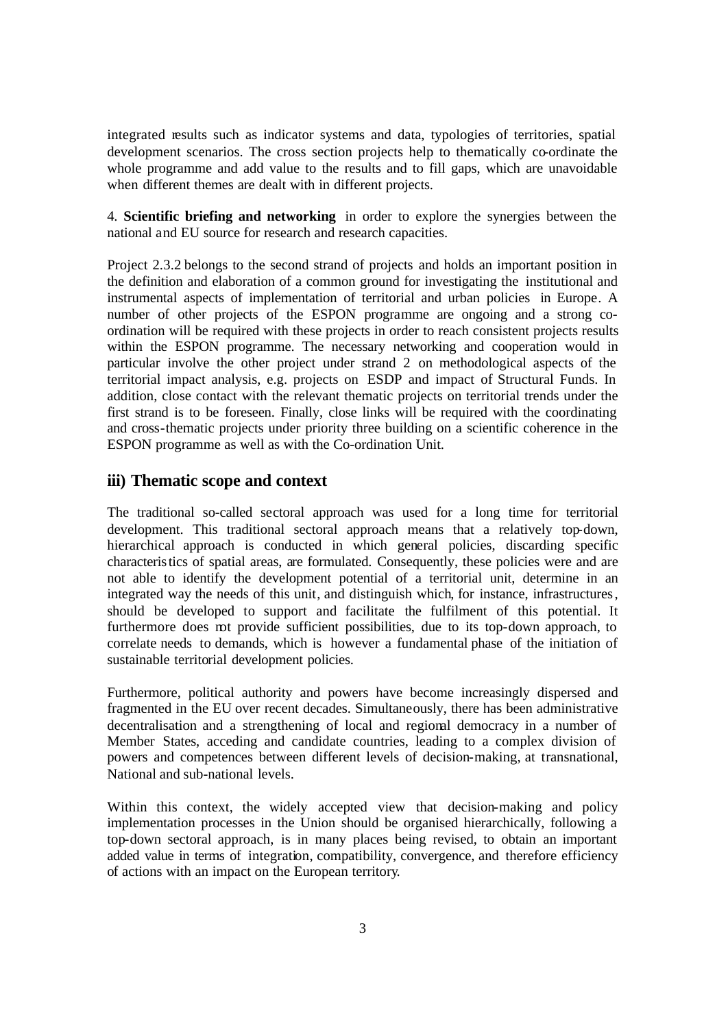integrated results such as indicator systems and data, typologies of territories, spatial development scenarios. The cross section projects help to thematically co-ordinate the whole programme and add value to the results and to fill gaps, which are unavoidable when different themes are dealt with in different projects.

4. **Scientific briefing and networking** in order to explore the synergies between the national and EU source for research and research capacities.

Project 2.3.2 belongs to the second strand of projects and holds an important position in the definition and elaboration of a common ground for investigating the institutional and instrumental aspects of implementation of territorial and urban policies in Europe. A number of other projects of the ESPON programme are ongoing and a strong co-ordination will be required with these projects in order to reach consistent projects results within the ESPON programme. The necessary networking and cooperation would in particular involve the other project under strand 2 on methodological aspects of the territorial impact analysis, e.g. projects on ESDP and impact of Structural Funds. In addition, close contact with the relevant thematic projects on territorial trends under the first strand is to be foreseen. Finally, close links will be required with the coordinating and cross-thematic projects under priority three building on a scientific coherence in the ESPON programme as well as with the Co-ordination Unit.

## iii) Thematic scope and context

The traditional so-called sectoral approach was used for a long time for territorial development. This traditional sectoral approach means that a relatively top-down, hierarchical approach is conducted in which general policies, discarding specific characteristics of spatial areas, are formulated. Consequently, these policies were and are not able to identify the development potential of a territorial unit, determine in an integrated way the needs of this unit, and distinguish which, for instance, infrastructures, should be developed to support and facilitate the fulfilment of this potential. It furthermore does not provide sufficient possibilities, due to its top-down approach, to correlate needs to demands, which is however a fundamental phase of the initiation of sustainable territorial development policies.

Furthermore, political authority and powers have become increasingly dispersed and fragmented in the EU over recent decades. Simultaneously, there has been administrative decentralisation and a strengthening of local and regional democracy in a number of Member States, acceding and candidate countries, leading to a complex division of powers and competences between different levels of decision-making, at transnational, National and sub-national levels.

Within this context, the widely accepted view that decision-making and policy implementation processes in the Union should be organised hierarchically, following a top-down sectoral approach, is in many places being revised, to obtain an important added value in terms of integration, compatibility, convergence, and therefore efficiency of actions with an impact on the European territory.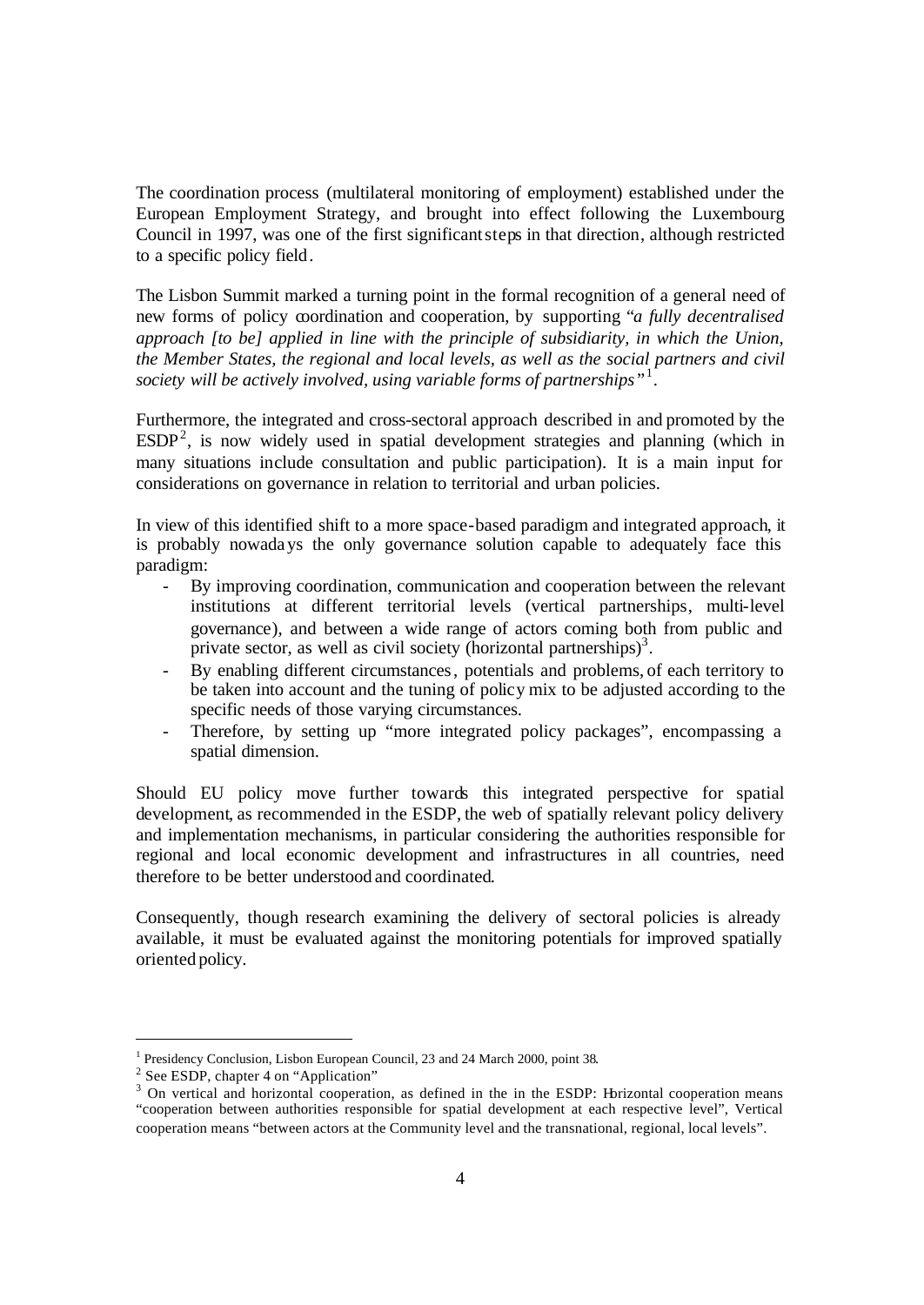The coordination process (multilateral monitoring of employment) established under the European Employment Strategy, and brought into effect following the Luxembourg Council in 1997, was one of the first significant steps in that direction, although restricted to a specific policy field.

The Lisbon Summit marked a turning point in the formal recognition of a general need of new forms of policy coordination and cooperation, by supporting "*a fully decentralised approach [to be] applied in line with the principle of subsidiarity, in which the Union, the Member States, the regional and local levels, as well as the social partners and civil society will be actively involved, using variable forms of partnerships*"[1].

Furthermore, the integrated and cross-sectoral approach described in and promoted by the ESDP[2], is now widely used in spatial development strategies and planning (which in many situations include consultation and public participation). It is a main input for considerations on governance in relation to territorial and urban policies.

In view of this identified shift to a more space-based paradigm and integrated approach, it is probably nowadays the only governance solution capable to adequately face this paradigm:

- By improving coordination, communication and cooperation between the relevant institutions at different territorial levels (vertical partnerships, multi-level governance), and between a wide range of actors coming both from public and private sector, as well as civil society (horizontal partnerships)[3].
- By enabling different circumstances, potentials and problems, of each territory to be taken into account and the tuning of policy mix to be adjusted according to the specific needs of those varying circumstances.
- Therefore, by setting up "more integrated policy packages", encompassing a spatial dimension.

Should EU policy move further towards this integrated perspective for spatial development, as recommended in the ESDP, the web of spatially relevant policy delivery and implementation mechanisms, in particular considering the authorities responsible for regional and local economic development and infrastructures in all countries, need therefore to be better understood and coordinated.

Consequently, though research examining the delivery of sectoral policies is already available, it must be evaluated against the monitoring potentials for improved spatially oriented policy.

---

[1] Presidency Conclusion, Lisbon European Council, 23 and 24 March 2000, point 38.

[2] See ESDP, chapter 4 on "Application"

[3] On vertical and horizontal cooperation, as defined in the in the ESDP: Horizontal cooperation means "cooperation between authorities responsible for spatial development at each respective level", Vertical cooperation means "between actors at the Community level and the transnational, regional, local levels".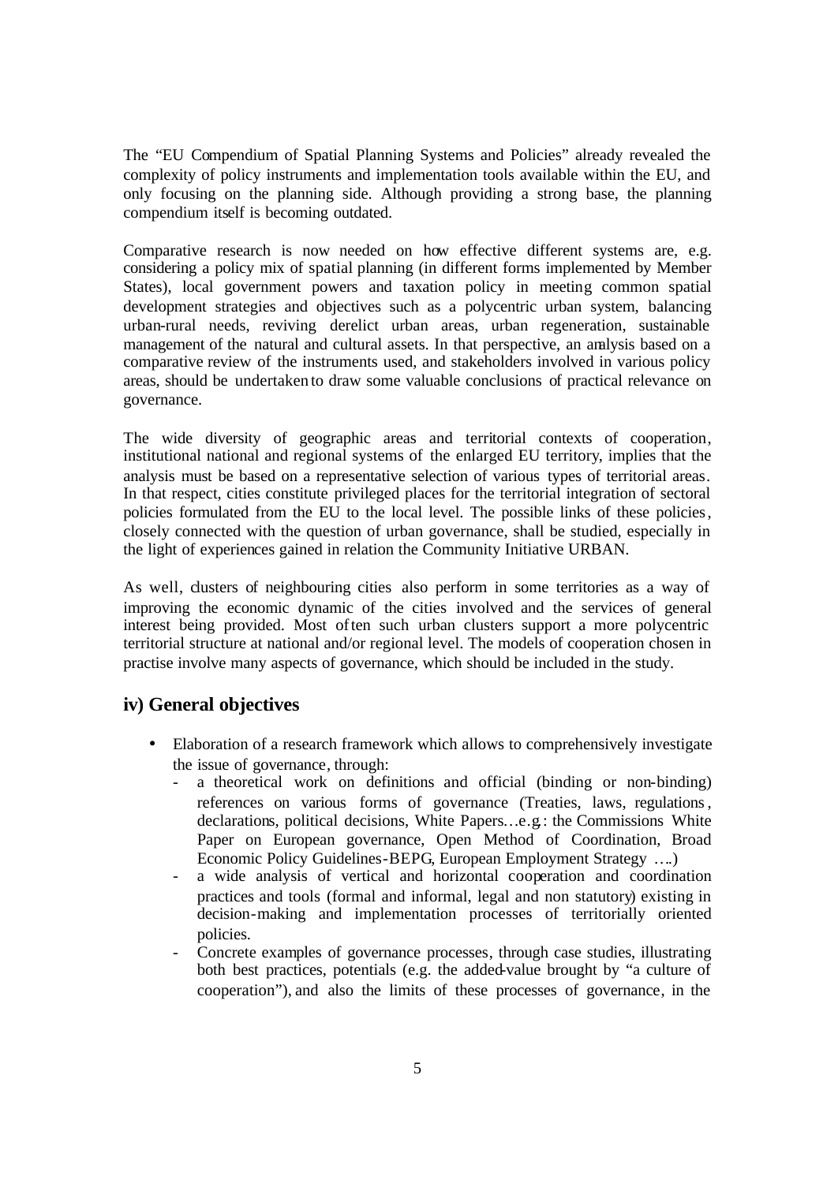The "EU Compendium of Spatial Planning Systems and Policies" already revealed the complexity of policy instruments and implementation tools available within the EU, and only focusing on the planning side. Although providing a strong base, the planning compendium itself is becoming outdated.

Comparative research is now needed on how effective different systems are, e.g. considering a policy mix of spatial planning (in different forms implemented by Member States), local government powers and taxation policy in meeting common spatial development strategies and objectives such as a polycentric urban system, balancing urban-rural needs, reviving derelict urban areas, urban regeneration, sustainable management of the natural and cultural assets. In that perspective, an analysis based on a comparative review of the instruments used, and stakeholders involved in various policy areas, should be undertaken to draw some valuable conclusions of practical relevance on governance.

The wide diversity of geographic areas and territorial contexts of cooperation, institutional national and regional systems of the enlarged EU territory, implies that the analysis must be based on a representative selection of various types of territorial areas. In that respect, cities constitute privileged places for the territorial integration of sectoral policies formulated from the EU to the local level. The possible links of these policies, closely connected with the question of urban governance, shall be studied, especially in the light of experiences gained in relation the Community Initiative URBAN.

As well, clusters of neighbouring cities also perform in some territories as a way of improving the economic dynamic of the cities involved and the services of general interest being provided. Most often such urban clusters support a more polycentric territorial structure at national and/or regional level. The models of cooperation chosen in practise involve many aspects of governance, which should be included in the study.

## iv) General objectives

- Elaboration of a research framework which allows to comprehensively investigate the issue of governance, through:
  - a theoretical work on definitions and official (binding or non-binding) references on various forms of governance (Treaties, laws, regulations, declarations, political decisions, White Papers…e.g.: the Commissions White Paper on European governance, Open Method of Coordination, Broad Economic Policy Guidelines-BEPG, European Employment Strategy ….)
  - a wide analysis of vertical and horizontal cooperation and coordination practices and tools (formal and informal, legal and non statutory) existing in decision-making and implementation processes of territorially oriented policies.
  - Concrete examples of governance processes, through case studies, illustrating both best practices, potentials (e.g. the added-value brought by "a culture of cooperation"), and also the limits of these processes of governance, in the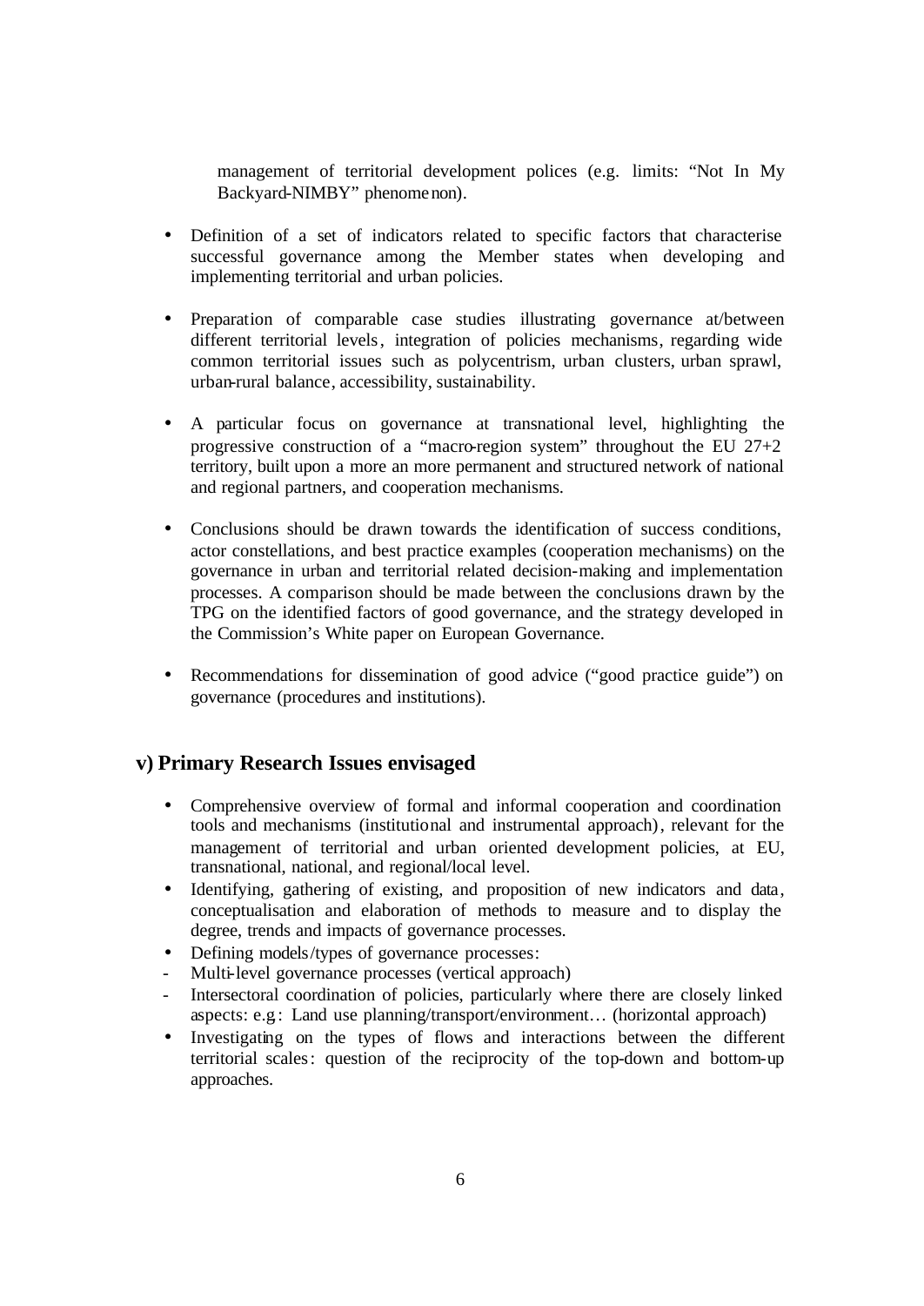management of territorial development polices (e.g. limits: "Not In My Backyard-NIMBY" phenomenon).

- Definition of a set of indicators related to specific factors that characterise successful governance among the Member states when developing and implementing territorial and urban policies.

- Preparation of comparable case studies illustrating governance at/between different territorial levels, integration of policies mechanisms, regarding wide common territorial issues such as polycentrism, urban clusters, urban sprawl, urban-rural balance, accessibility, sustainability.

- A particular focus on governance at transnational level, highlighting the progressive construction of a "macro-region system" throughout the EU 27+2 territory, built upon a more an more permanent and structured network of national and regional partners, and cooperation mechanisms.

- Conclusions should be drawn towards the identification of success conditions, actor constellations, and best practice examples (cooperation mechanisms) on the governance in urban and territorial related decision-making and implementation processes. A comparison should be made between the conclusions drawn by the TPG on the identified factors of good governance, and the strategy developed in the Commission's White paper on European Governance.

- Recommendations for dissemination of good advice ("good practice guide") on governance (procedures and institutions).

## v) Primary Research Issues envisaged

- Comprehensive overview of formal and informal cooperation and coordination tools and mechanisms (institutional and instrumental approach), relevant for the management of territorial and urban oriented development policies, at EU, transnational, national, and regional/local level.
- Identifying, gathering of existing, and proposition of new indicators and data, conceptualisation and elaboration of methods to measure and to display the degree, trends and impacts of governance processes.
- Defining models/types of governance processes:
  - Multi-level governance processes (vertical approach)
  - Intersectoral coordination of policies, particularly where there are closely linked aspects: e.g: Land use planning/transport/environment… (horizontal approach)
- Investigating on the types of flows and interactions between the different territorial scales: question of the reciprocity of the top-down and bottom-up approaches.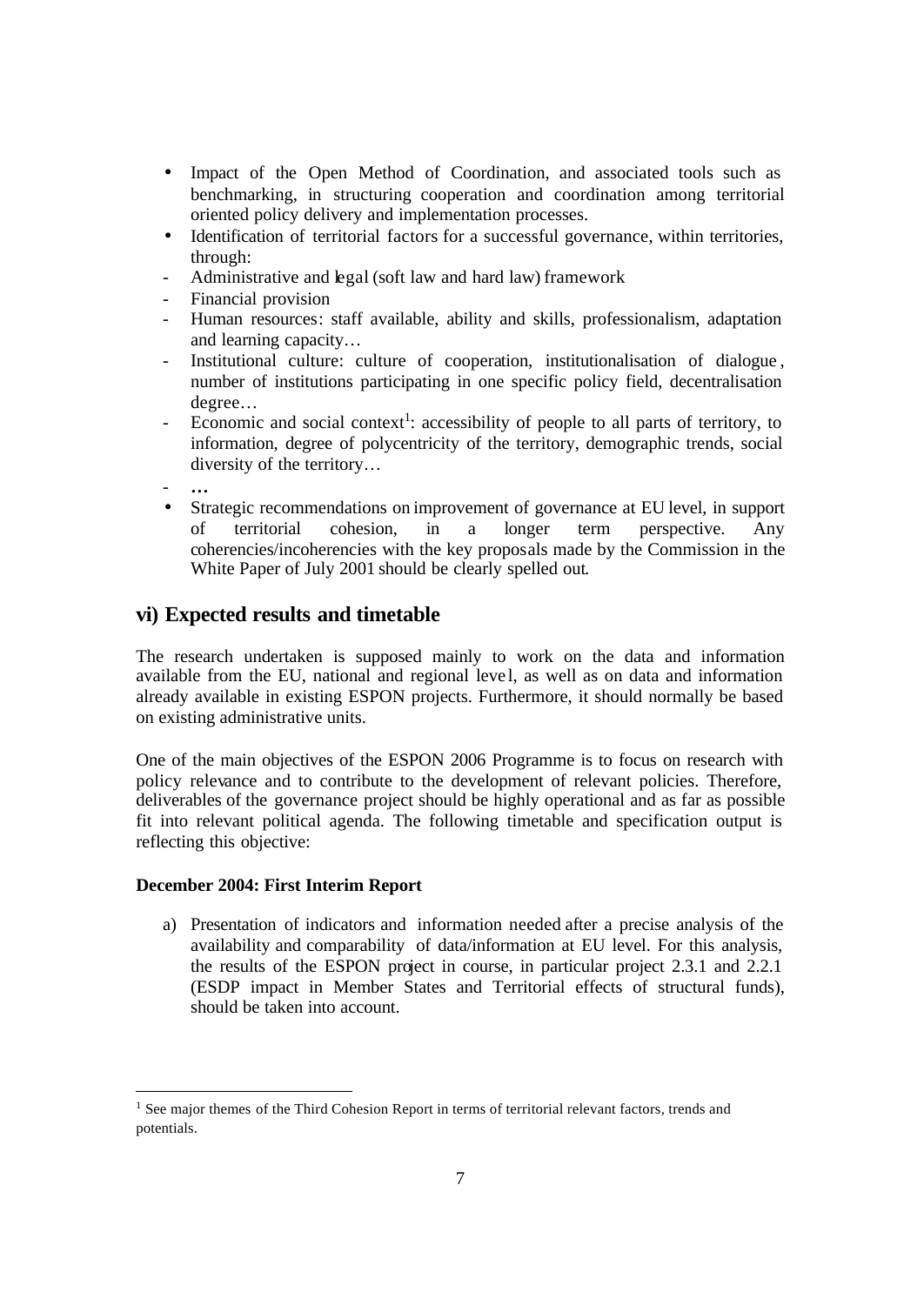- Impact of the Open Method of Coordination, and associated tools such as benchmarking, in structuring cooperation and coordination among territorial oriented policy delivery and implementation processes.
- Identification of territorial factors for a successful governance, within territories, through:
  - Administrative and legal (soft law and hard law) framework
  - Financial provision
  - Human resources: staff available, ability and skills, professionalism, adaptation and learning capacity…
  - Institutional culture: culture of cooperation, institutionalisation of dialogue, number of institutions participating in one specific policy field, decentralisation degree…
  - Economic and social context[1]: accessibility of people to all parts of territory, to information, degree of polycentricity of the territory, demographic trends, social diversity of the territory…
  - …
- Strategic recommendations on improvement of governance at EU level, in support of territorial cohesion, in a longer term perspective. Any coherencies/incoherencies with the key proposals made by the Commission in the White Paper of July 2001 should be clearly spelled out.

## vi) Expected results and timetable

The research undertaken is supposed mainly to work on the data and information available from the EU, national and regional level, as well as on data and information already available in existing ESPON projects. Furthermore, it should normally be based on existing administrative units.

One of the main objectives of the ESPON 2006 Programme is to focus on research with policy relevance and to contribute to the development of relevant policies. Therefore, deliverables of the governance project should be highly operational and as far as possible fit into relevant political agenda. The following timetable and specification output is reflecting this objective:

**December 2004: First Interim Report**

a) Presentation of indicators and information needed after a precise analysis of the availability and comparability of data/information at EU level. For this analysis, the results of the ESPON project in course, in particular project 2.3.1 and 2.2.1 (ESDP impact in Member States and Territorial effects of structural funds), should be taken into account.

---

[1] See major themes of the Third Cohesion Report in terms of territorial relevant factors, trends and potentials.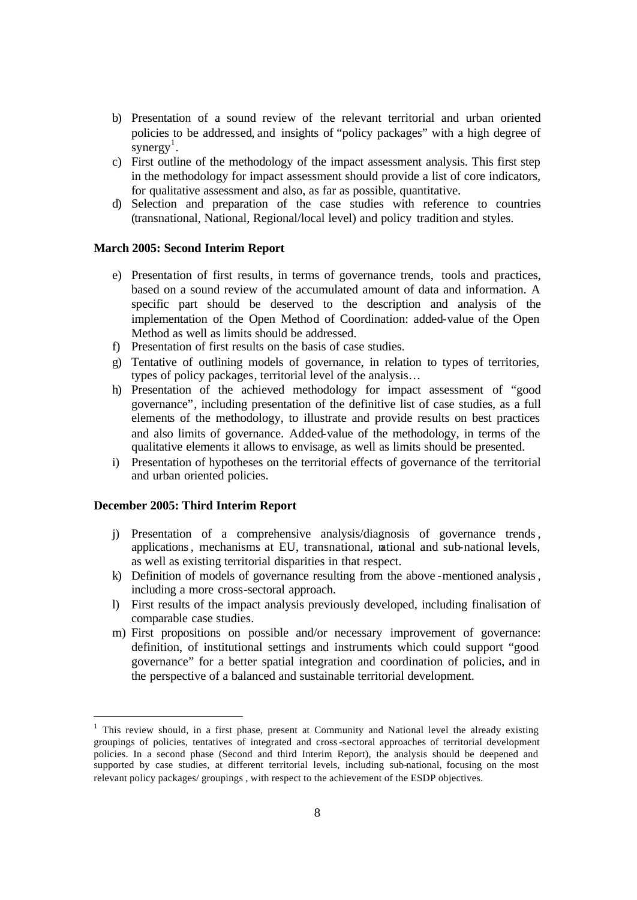b) Presentation of a sound review of the relevant territorial and urban oriented policies to be addressed, and insights of "policy packages" with a high degree of synergy[1].

c) First outline of the methodology of the impact assessment analysis. This first step in the methodology for impact assessment should provide a list of core indicators, for qualitative assessment and also, as far as possible, quantitative.

d) Selection and preparation of the case studies with reference to countries (transnational, National, Regional/local level) and policy tradition and styles.

**March 2005: Second Interim Report**

e) Presentation of first results, in terms of governance trends, tools and practices, based on a sound review of the accumulated amount of data and information. A specific part should be deserved to the description and analysis of the implementation of the Open Method of Coordination: added-value of the Open Method as well as limits should be addressed.

f) Presentation of first results on the basis of case studies.

g) Tentative of outlining models of governance, in relation to types of territories, types of policy packages, territorial level of the analysis…

h) Presentation of the achieved methodology for impact assessment of "good governance", including presentation of the definitive list of case studies, as a full elements of the methodology, to illustrate and provide results on best practices and also limits of governance. Added-value of the methodology, in terms of the qualitative elements it allows to envisage, as well as limits should be presented.

i) Presentation of hypotheses on the territorial effects of governance of the territorial and urban oriented policies.

**December 2005: Third Interim Report**

j) Presentation of a comprehensive analysis/diagnosis of governance trends, applications, mechanisms at EU, transnational, national and sub-national levels, as well as existing territorial disparities in that respect.

k) Definition of models of governance resulting from the above-mentioned analysis, including a more cross-sectoral approach.

l) First results of the impact analysis previously developed, including finalisation of comparable case studies.

m) First propositions on possible and/or necessary improvement of governance: definition, of institutional settings and instruments which could support "good governance" for a better spatial integration and coordination of policies, and in the perspective of a balanced and sustainable territorial development.

[1] This review should, in a first phase, present at Community and National level the already existing groupings of policies, tentatives of integrated and cross-sectoral approaches of territorial development policies. In a second phase (Second and third Interim Report), the analysis should be deepened and supported by case studies, at different territorial levels, including sub-national, focusing on the most relevant policy packages/ groupings , with respect to the achievement of the ESDP objectives.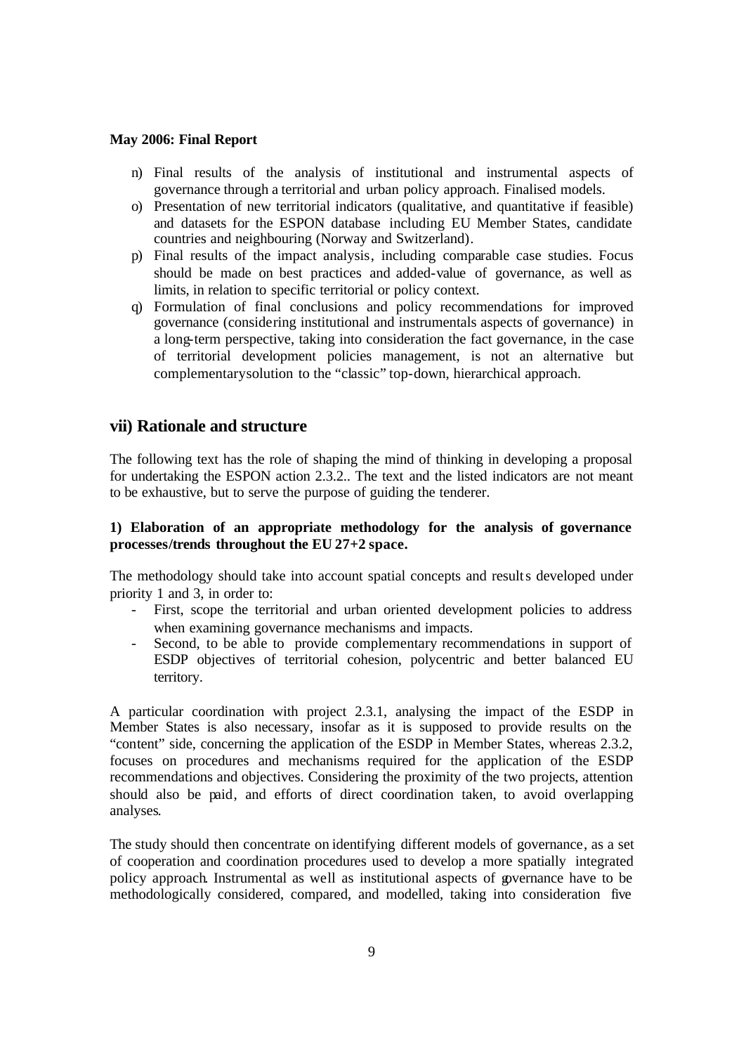**May 2006: Final Report**

n) Final results of the analysis of institutional and instrumental aspects of governance through a territorial and urban policy approach. Finalised models.
o) Presentation of new territorial indicators (qualitative, and quantitative if feasible) and datasets for the ESPON database including EU Member States, candidate countries and neighbouring (Norway and Switzerland).
p) Final results of the impact analysis, including comparable case studies. Focus should be made on best practices and added-value of governance, as well as limits, in relation to specific territorial or policy context.
q) Formulation of final conclusions and policy recommendations for improved governance (considering institutional and instrumentals aspects of governance) in a long-term perspective, taking into consideration the fact governance, in the case of territorial development policies management, is not an alternative but complementarysolution to the "classic" top-down, hierarchical approach.

## vii) Rationale and structure

The following text has the role of shaping the mind of thinking in developing a proposal for undertaking the ESPON action 2.3.2.. The text and the listed indicators are not meant to be exhaustive, but to serve the purpose of guiding the tenderer.

**1) Elaboration of an appropriate methodology for the analysis of governance processes/trends throughout the EU 27+2 space.**

The methodology should take into account spatial concepts and results developed under priority 1 and 3, in order to:

- First, scope the territorial and urban oriented development policies to address when examining governance mechanisms and impacts.
- Second, to be able to provide complementary recommendations in support of ESDP objectives of territorial cohesion, polycentric and better balanced EU territory.

A particular coordination with project 2.3.1, analysing the impact of the ESDP in Member States is also necessary, insofar as it is supposed to provide results on the "content" side, concerning the application of the ESDP in Member States, whereas 2.3.2, focuses on procedures and mechanisms required for the application of the ESDP recommendations and objectives. Considering the proximity of the two projects, attention should also be paid, and efforts of direct coordination taken, to avoid overlapping analyses.

The study should then concentrate on identifying different models of governance, as a set of cooperation and coordination procedures used to develop a more spatially integrated policy approach. Instrumental as well as institutional aspects of governance have to be methodologically considered, compared, and modelled, taking into consideration five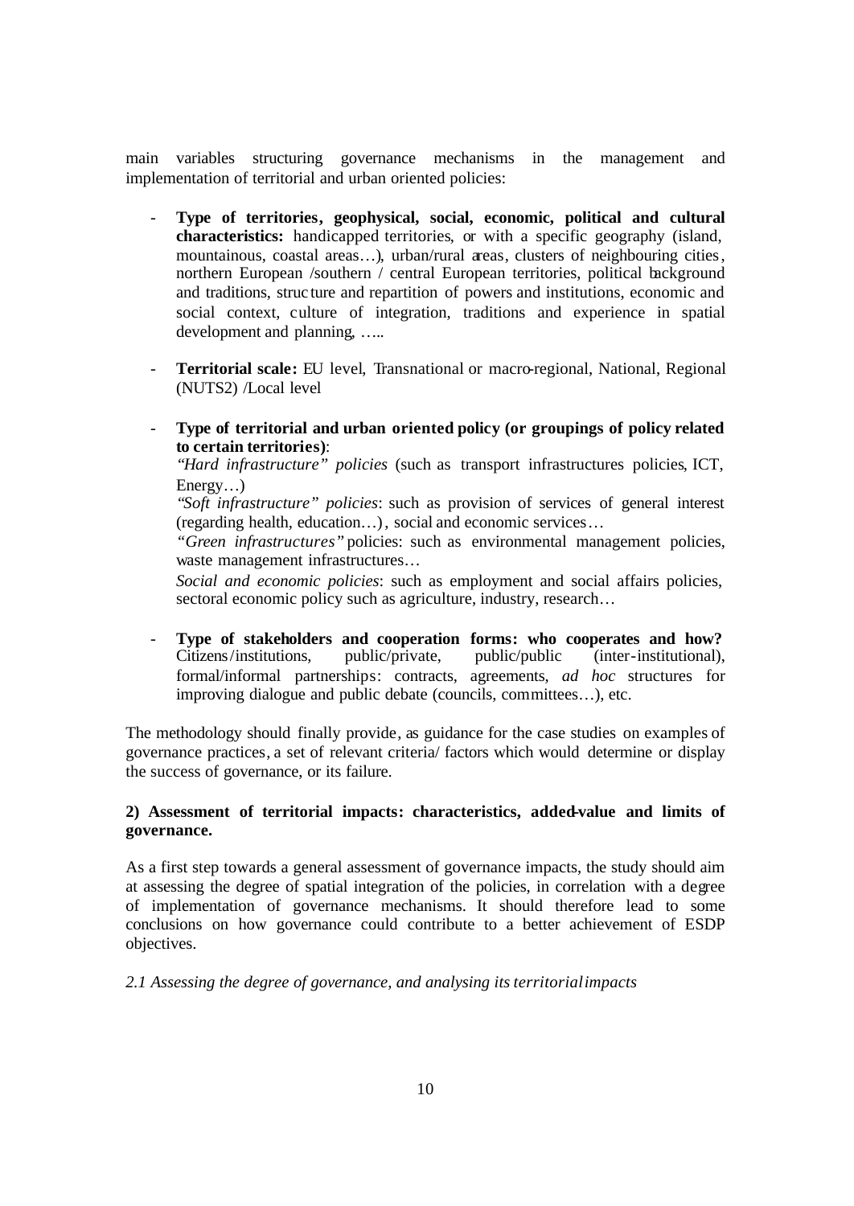main variables structuring governance mechanisms in the management and implementation of territorial and urban oriented policies:

- **Type of territories, geophysical, social, economic, political and cultural characteristics:** handicapped territories, or with a specific geography (island, mountainous, coastal areas…), urban/rural areas, clusters of neighbouring cities, northern European /southern / central European territories, political background and traditions, structure and repartition of powers and institutions, economic and social context, culture of integration, traditions and experience in spatial development and planning, …..

- **Territorial scale:** EU level, Transnational or macro-regional, National, Regional (NUTS2) /Local level

- **Type of territorial and urban oriented policy (or groupings of policy related to certain territories)**:
  *"Hard infrastructure" policies* (such as transport infrastructures policies, ICT, Energy…)
  *"Soft infrastructure" policies*: such as provision of services of general interest (regarding health, education…), social and economic services…
  *"Green infrastructures"* policies: such as environmental management policies, waste management infrastructures…
  *Social and economic policies*: such as employment and social affairs policies, sectoral economic policy such as agriculture, industry, research…

- **Type of stakeholders and cooperation forms: who cooperates and how?** Citizens/institutions, public/private, public/public (inter-institutional), formal/informal partnerships: contracts, agreements, *ad hoc* structures for improving dialogue and public debate (councils, committees…), etc.

The methodology should finally provide, as guidance for the case studies on examples of governance practices, a set of relevant criteria/ factors which would determine or display the success of governance, or its failure.

**2) Assessment of territorial impacts: characteristics, added-value and limits of governance.**

As a first step towards a general assessment of governance impacts, the study should aim at assessing the degree of spatial integration of the policies, in correlation with a degree of implementation of governance mechanisms. It should therefore lead to some conclusions on how governance could contribute to a better achievement of ESDP objectives.

*2.1 Assessing the degree of governance, and analysing its territorial impacts*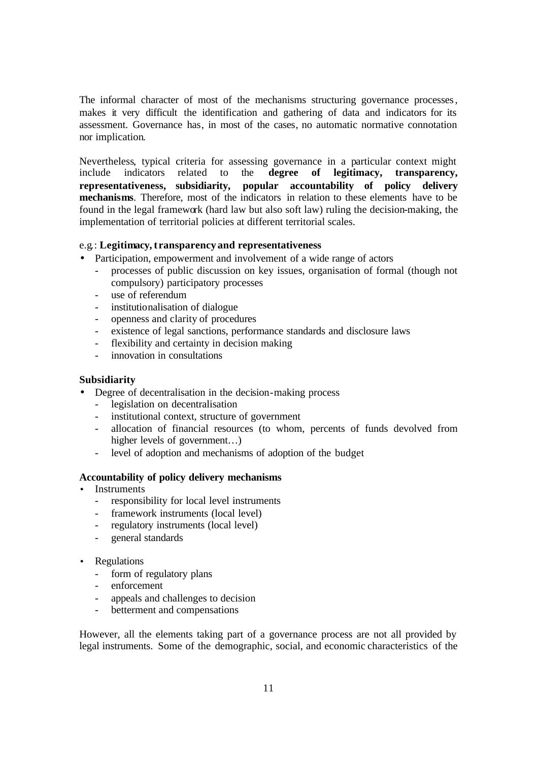The informal character of most of the mechanisms structuring governance processes, makes it very difficult the identification and gathering of data and indicators for its assessment. Governance has, in most of the cases, no automatic normative connotation nor implication.

Nevertheless, typical criteria for assessing governance in a particular context might include indicators related to the **degree of legitimacy, transparency, representativeness, subsidiarity, popular accountability of policy delivery mechanisms**. Therefore, most of the indicators in relation to these elements have to be found in the legal framework (hard law but also soft law) ruling the decision-making, the implementation of territorial policies at different territorial scales.

e.g.: **Legitimacy, transparency and representativeness**

- Participation, empowerment and involvement of a wide range of actors
  - processes of public discussion on key issues, organisation of formal (though not compulsory) participatory processes
  - use of referendum
  - institutionalisation of dialogue
  - openness and clarity of procedures
  - existence of legal sanctions, performance standards and disclosure laws
  - flexibility and certainty in decision making
  - innovation in consultations

**Subsidiarity**

- Degree of decentralisation in the decision-making process
  - legislation on decentralisation
  - institutional context, structure of government
  - allocation of financial resources (to whom, percents of funds devolved from higher levels of government…)
  - level of adoption and mechanisms of adoption of the budget

**Accountability of policy delivery mechanisms**

- Instruments
  - responsibility for local level instruments
  - framework instruments (local level)
  - regulatory instruments (local level)
  - general standards

- Regulations
  - form of regulatory plans
  - enforcement
  - appeals and challenges to decision
  - betterment and compensations

However, all the elements taking part of a governance process are not all provided by legal instruments. Some of the demographic, social, and economic characteristics of the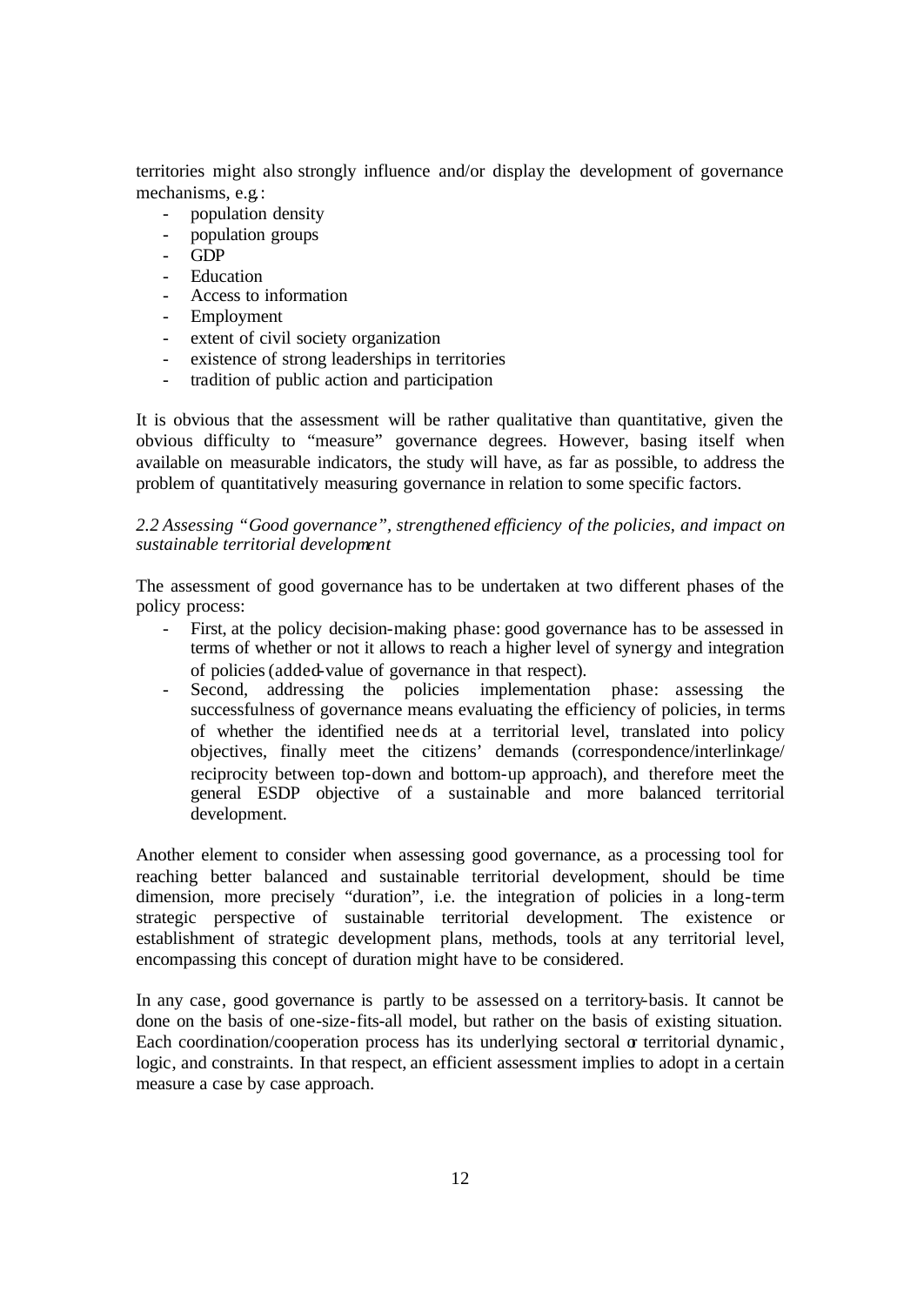territories might also strongly influence and/or display the development of governance mechanisms, e.g.:

- population density
- population groups
- GDP
- Education
- Access to information
- Employment
- extent of civil society organization
- existence of strong leaderships in territories
- tradition of public action and participation

It is obvious that the assessment will be rather qualitative than quantitative, given the obvious difficulty to "measure" governance degrees. However, basing itself when available on measurable indicators, the study will have, as far as possible, to address the problem of quantitatively measuring governance in relation to some specific factors.

*2.2 Assessing "Good governance", strengthened efficiency of the policies, and impact on sustainable territorial development*

The assessment of good governance has to be undertaken at two different phases of the policy process:

- First, at the policy decision-making phase: good governance has to be assessed in terms of whether or not it allows to reach a higher level of synergy and integration of policies (added-value of governance in that respect).
- Second, addressing the policies implementation phase: assessing the successfulness of governance means evaluating the efficiency of policies, in terms of whether the identified needs at a territorial level, translated into policy objectives, finally meet the citizens' demands (correspondence/interlinkage/reciprocity between top-down and bottom-up approach), and therefore meet the general ESDP objective of a sustainable and more balanced territorial development.

Another element to consider when assessing good governance, as a processing tool for reaching better balanced and sustainable territorial development, should be time dimension, more precisely "duration", i.e. the integration of policies in a long-term strategic perspective of sustainable territorial development. The existence or establishment of strategic development plans, methods, tools at any territorial level, encompassing this concept of duration might have to be considered.

In any case, good governance is partly to be assessed on a territory-basis. It cannot be done on the basis of one-size-fits-all model, but rather on the basis of existing situation. Each coordination/cooperation process has its underlying sectoral or territorial dynamic, logic, and constraints. In that respect, an efficient assessment implies to adopt in a certain measure a case by case approach.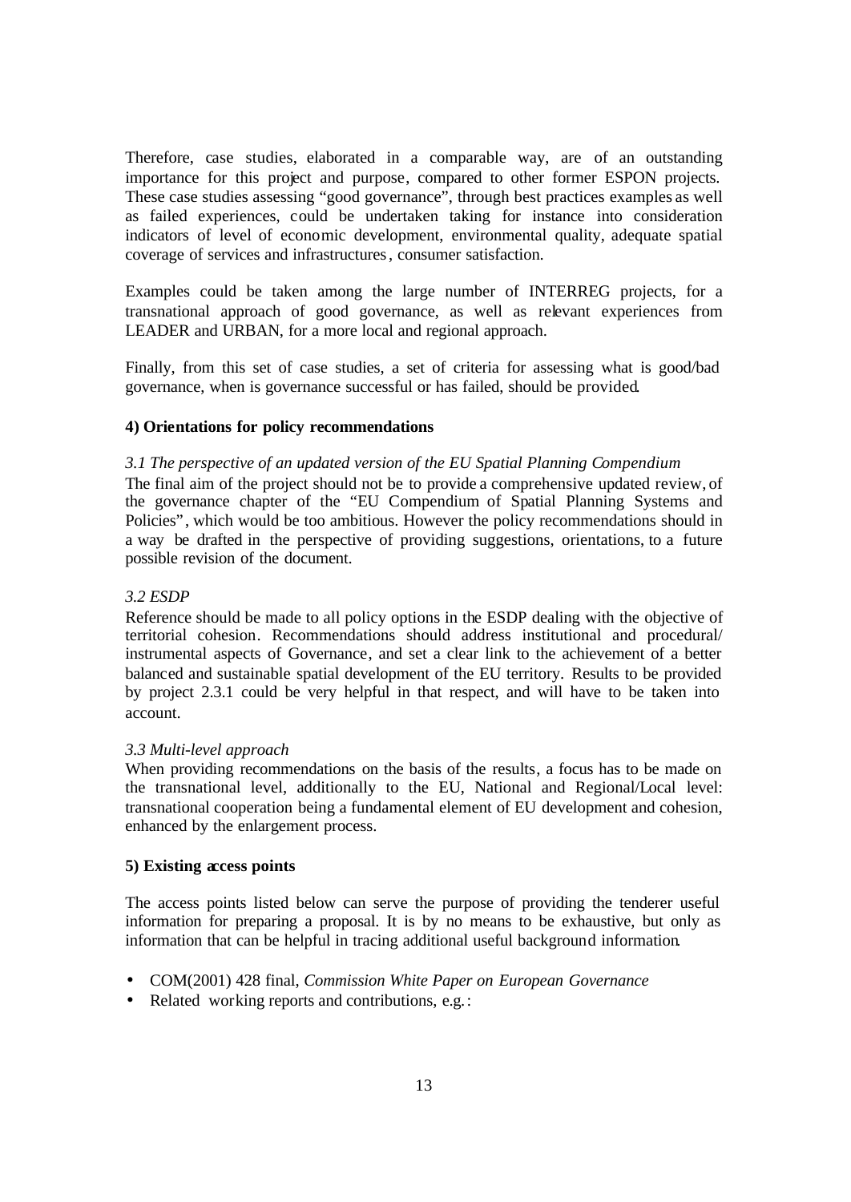Therefore, case studies, elaborated in a comparable way, are of an outstanding importance for this project and purpose, compared to other former ESPON projects. These case studies assessing "good governance", through best practices examples as well as failed experiences, could be undertaken taking for instance into consideration indicators of level of economic development, environmental quality, adequate spatial coverage of services and infrastructures, consumer satisfaction.

Examples could be taken among the large number of INTERREG projects, for a transnational approach of good governance, as well as relevant experiences from LEADER and URBAN, for a more local and regional approach.

Finally, from this set of case studies, a set of criteria for assessing what is good/bad governance, when is governance successful or has failed, should be provided.

#### 4) Orientations for policy recommendations

*3.1 The perspective of an updated version of the EU Spatial Planning Compendium*

The final aim of the project should not be to provide a comprehensive updated review, of the governance chapter of the "EU Compendium of Spatial Planning Systems and Policies", which would be too ambitious. However the policy recommendations should in a way be drafted in the perspective of providing suggestions, orientations, to a future possible revision of the document.

*3.2 ESDP*

Reference should be made to all policy options in the ESDP dealing with the objective of territorial cohesion. Recommendations should address institutional and procedural/ instrumental aspects of Governance, and set a clear link to the achievement of a better balanced and sustainable spatial development of the EU territory. Results to be provided by project 2.3.1 could be very helpful in that respect, and will have to be taken into account.

*3.3 Multi-level approach*

When providing recommendations on the basis of the results, a focus has to be made on the transnational level, additionally to the EU, National and Regional/Local level: transnational cooperation being a fundamental element of EU development and cohesion, enhanced by the enlargement process.

#### 5) Existing access points

The access points listed below can serve the purpose of providing the tenderer useful information for preparing a proposal. It is by no means to be exhaustive, but only as information that can be helpful in tracing additional useful background information.

- COM(2001) 428 final, *Commission White Paper on European Governance*
- Related working reports and contributions, e.g.: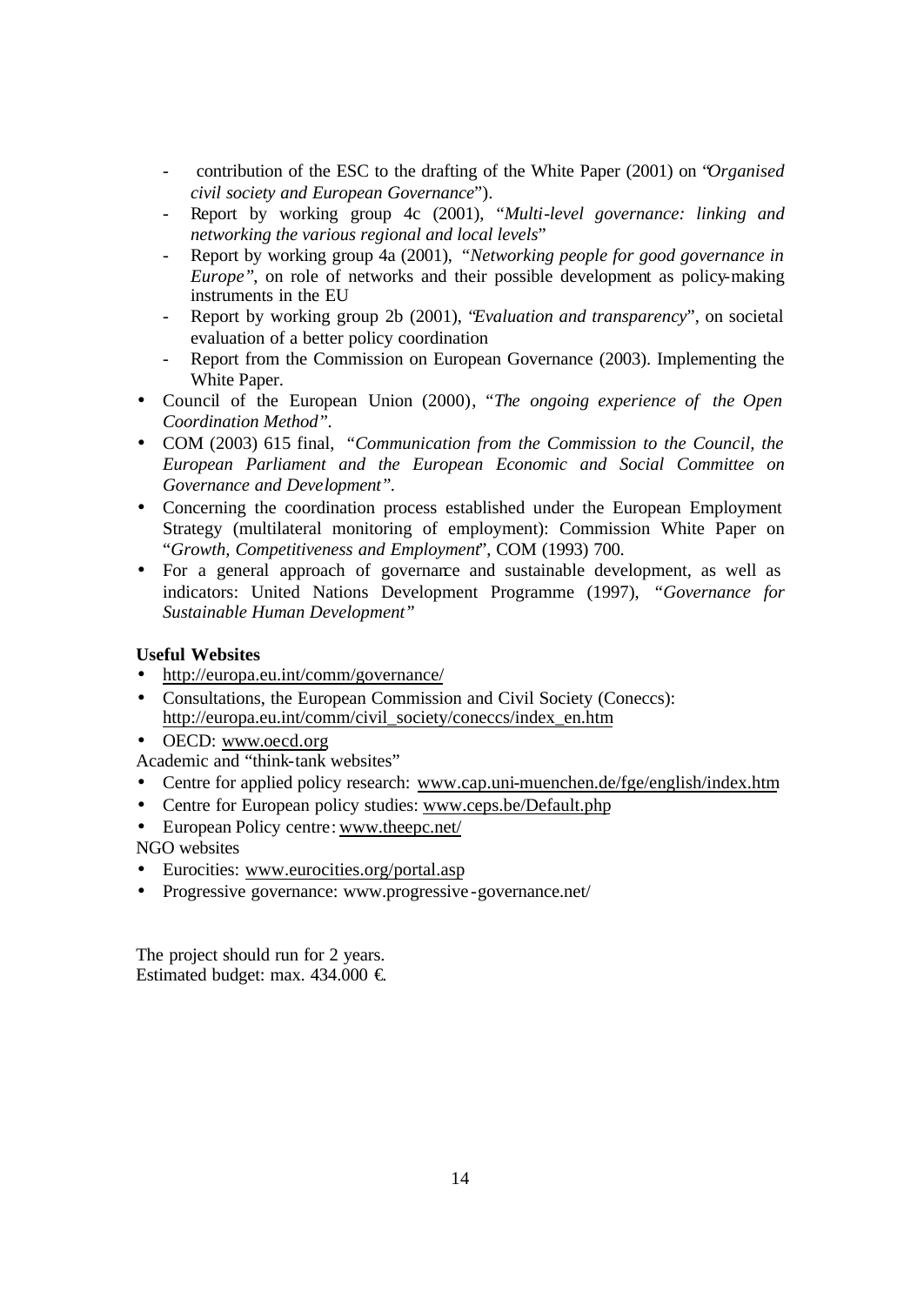- contribution of the ESC to the drafting of the White Paper (2001) on "*Organised civil society and European Governance*").
- Report by working group 4c (2001), "*Multi-level governance: linking and networking the various regional and local levels*"
- Report by working group 4a (2001), "*Networking people for good governance in Europe*", on role of networks and their possible development as policy-making instruments in the EU
- Report by working group 2b (2001), "*Evaluation and transparency*", on societal evaluation of a better policy coordination
- Report from the Commission on European Governance (2003). Implementing the White Paper.

- Council of the European Union (2000), "*The ongoing experience of the Open Coordination Method*".
- COM (2003) 615 final, "*Communication from the Commission to the Council, the European Parliament and the European Economic and Social Committee on Governance and Development*".
- Concerning the coordination process established under the European Employment Strategy (multilateral monitoring of employment): Commission White Paper on "*Growth, Competitiveness and Employment*", COM (1993) 700.
- For a general approach of governance and sustainable development, as well as indicators: United Nations Development Programme (1997), "*Governance for Sustainable Human Development*"

**Useful Websites**

- http://europa.eu.int/comm/governance/
- Consultations, the European Commission and Civil Society (Coneccs): http://europa.eu.int/comm/civil_society/coneccs/index_en.htm
- OECD: www.oecd.org

Academic and "think-tank websites"

- Centre for applied policy research: www.cap.uni-muenchen.de/fge/english/index.htm
- Centre for European policy studies: www.ceps.be/Default.php
- European Policy centre: www.theepc.net/

NGO websites

- Eurocities: www.eurocities.org/portal.asp
- Progressive governance: www.progressive-governance.net/

The project should run for 2 years.
Estimated budget: max. 434.000 €.